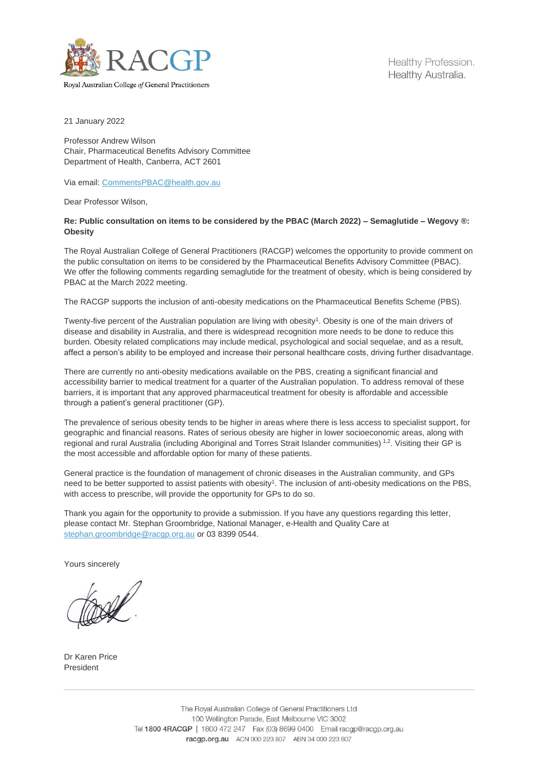Royal Australian College of General Practitioners

Healthy Profession.
Healthy Australia.

21 January 2022

Professor Andrew Wilson
Chair, Pharmaceutical Benefits Advisory Committee
Department of Health, Canberra, ACT 2601

Via email: CommentsPBAC@health.gov.au

Dear Professor Wilson,

**Re: Public consultation on items to be considered by the PBAC (March 2022) – Semaglutide – Wegovy ®: Obesity**

The Royal Australian College of General Practitioners (RACGP) welcomes the opportunity to provide comment on the public consultation on items to be considered by the Pharmaceutical Benefits Advisory Committee (PBAC). We offer the following comments regarding semaglutide for the treatment of obesity, which is being considered by PBAC at the March 2022 meeting.

The RACGP supports the inclusion of anti-obesity medications on the Pharmaceutical Benefits Scheme (PBS).

Twenty-five percent of the Australian population are living with obesity[1]. Obesity is one of the main drivers of disease and disability in Australia, and there is widespread recognition more needs to be done to reduce this burden. Obesity related complications may include medical, psychological and social sequelae, and as a result, affect a person's ability to be employed and increase their personal healthcare costs, driving further disadvantage.

There are currently no anti-obesity medications available on the PBS, creating a significant financial and accessibility barrier to medical treatment for a quarter of the Australian population. To address removal of these barriers, it is important that any approved pharmaceutical treatment for obesity is affordable and accessible through a patient's general practitioner (GP).

The prevalence of serious obesity tends to be higher in areas where there is less access to specialist support, for geographic and financial reasons. Rates of serious obesity are higher in lower socioeconomic areas, along with regional and rural Australia (including Aboriginal and Torres Strait Islander communities) [1,2]. Visiting their GP is the most accessible and affordable option for many of these patients.

General practice is the foundation of management of chronic diseases in the Australian community, and GPs need to be better supported to assist patients with obesity[1]. The inclusion of anti-obesity medications on the PBS, with access to prescribe, will provide the opportunity for GPs to do so.

Thank you again for the opportunity to provide a submission. If you have any questions regarding this letter, please contact Mr. Stephan Groombridge, National Manager, e-Health and Quality Care at stephan.groombridge@racgp.org.au or 03 8399 0544.

Yours sincerely

Dr Karen Price
President

The Royal Australian College of General Practitioners Ltd
100 Wellington Parade, East Melbourne VIC 3002
Tel 1800 4RACGP | 1800 472 247 Fax (03) 8699 0400 Email racgp@racgp.org.au
racgp.org.au ACN 000 223 807 ABN 34 000 223 807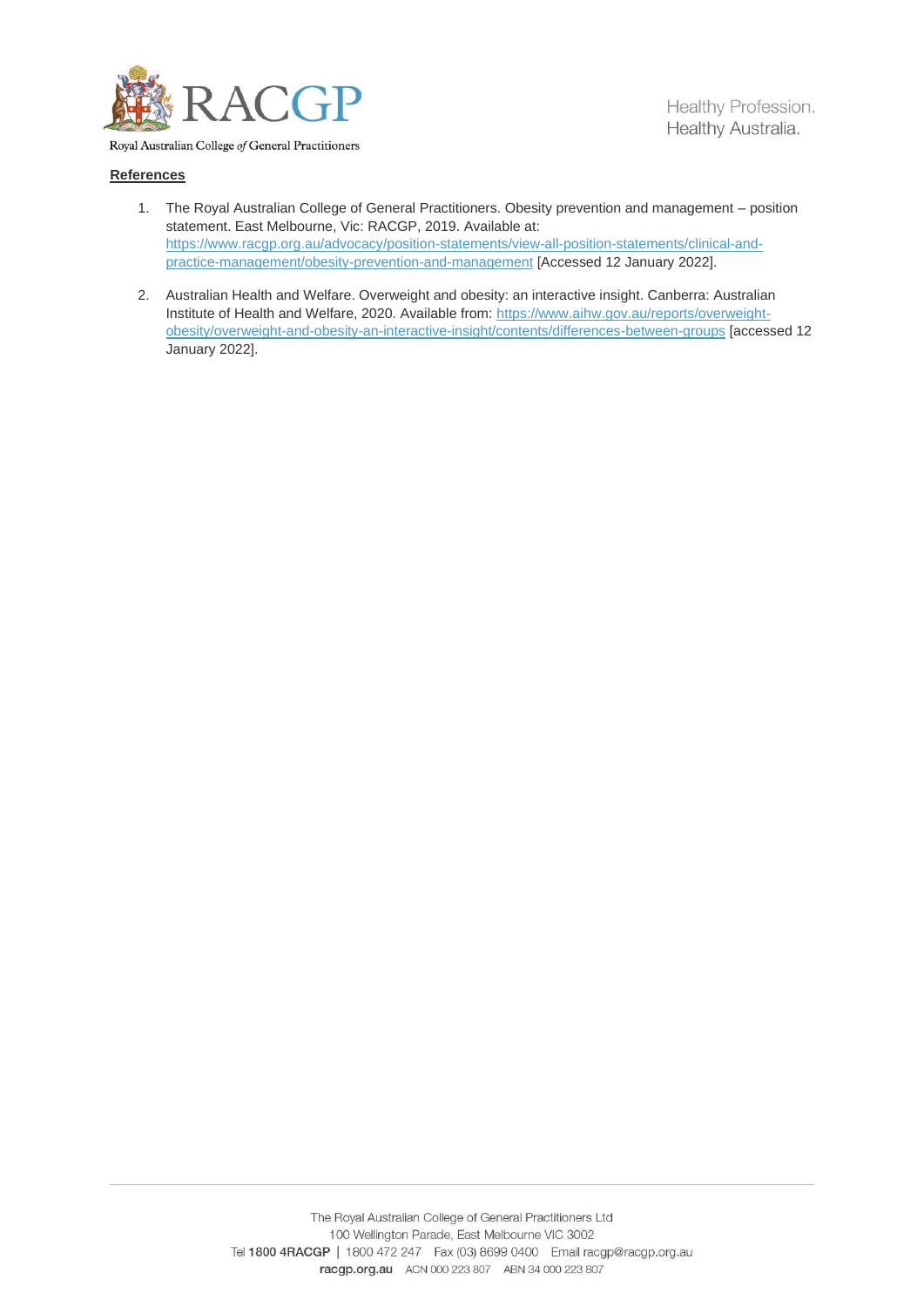**References**

1. The Royal Australian College of General Practitioners. Obesity prevention and management – position statement. East Melbourne, Vic: RACGP, 2019. Available at: https://www.racgp.org.au/advocacy/position-statements/view-all-position-statements/clinical-and-practice-management/obesity-prevention-and-management [Accessed 12 January 2022].

2. Australian Health and Welfare. Overweight and obesity: an interactive insight. Canberra: Australian Institute of Health and Welfare, 2020. Available from: https://www.aihw.gov.au/reports/overweight-obesity/overweight-and-obesity-an-interactive-insight/contents/differences-between-groups [accessed 12 January 2022].